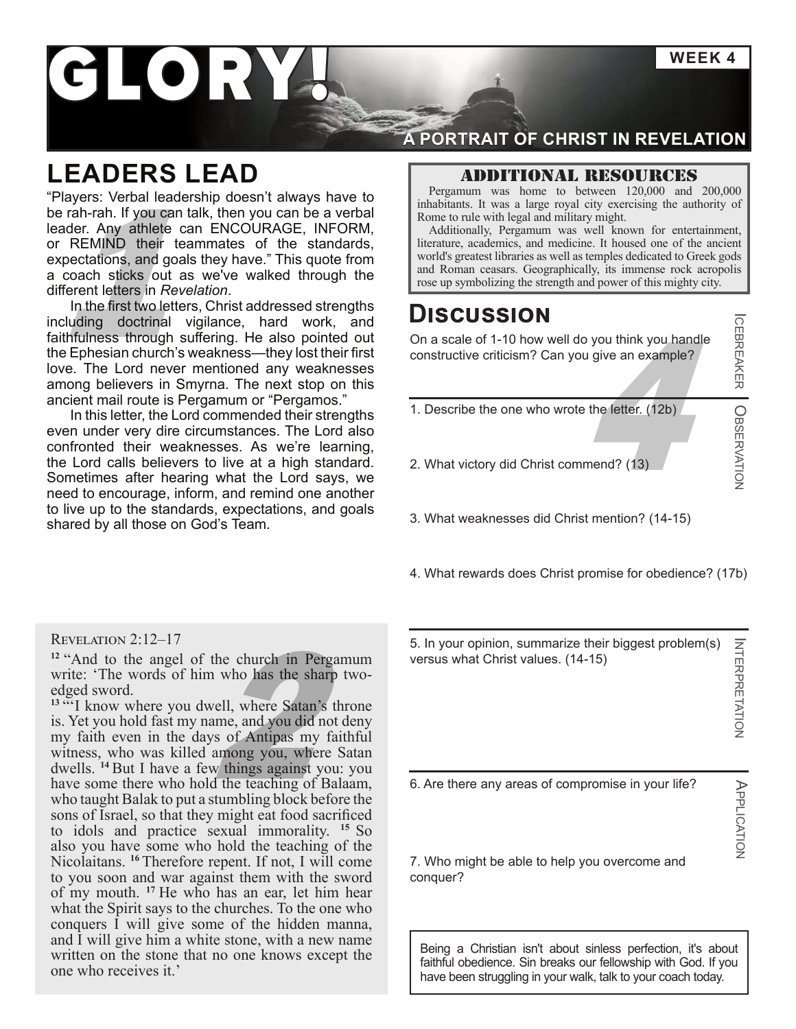# GLORY!

**WEEK 4**

**A PORTRAIT OF CHRIST IN REVELATION**

## LEADERS LEAD

"Players: Verbal leadership doesn't always have to be rah-rah. If you can talk, then you can be a verbal leader. Any athlete can ENCOURAGE, INFORM, or REMIND their teammates of the standards, expectations, and goals they have." This quote from a coach sticks out as we've walked through the different letters in *Revelation*.

In the first two letters, Christ addressed strengths including doctrinal vigilance, hard work, and faithfulness through suffering. He also pointed out the Ephesian church's weakness—they lost their first love. The Lord never mentioned any weaknesses among believers in Smyrna. The next stop on this ancient mail route is Pergamum or "Pergamos."

In this letter, the Lord commended their strengths even under very dire circumstances. The Lord also confronted their weaknesses. As we're learning, the Lord calls believers to live at a high standard. Sometimes after hearing what the Lord says, we need to encourage, inform, and remind one another to live up to the standards, expectations, and goals shared by all those on God's Team.

### Revelation 2:12–17

[12] "And to the angel of the church in Pergamum write: 'The words of him who has the sharp two-edged sword.

[13] "'I know where you dwell, where Satan's throne is. Yet you hold fast my name, and you did not deny my faith even in the days of Antipas my faithful witness, who was killed among you, where Satan dwells. [14] But I have a few things against you: you have some there who hold the teaching of Balaam, who taught Balak to put a stumbling block before the sons of Israel, so that they might eat food sacrificed to idols and practice sexual immorality. [15] So also you have some who hold the teaching of the Nicolaitans. [16] Therefore repent. If not, I will come to you soon and war against them with the sword of my mouth. [17] He who has an ear, let him hear what the Spirit says to the churches. To the one who conquers I will give some of the hidden manna, and I will give him a white stone, with a new name written on the stone that no one knows except the one who receives it.'

### ADDITIONAL RESOURCES

Pergamum was home to between 120,000 and 200,000 inhabitants. It was a large royal city exercising the authority of Rome to rule with legal and military might.

Additionally, Pergamum was well known for entertainment, literature, academics, and medicine. It housed one of the ancient world's greatest libraries as well as temples dedicated to Greek gods and Roman ceasars. Geographically, its immense rock acropolis rose up symbolizing the strength and power of this mighty city.

## DISCUSSION

**ICEBREAKER**

On a scale of 1-10 how well do you think you handle constructive criticism? Can you give an example?

**OBSERVATION**

1. Describe the one who wrote the letter. (12b)

2. What victory did Christ commend? (13)

3. What weaknesses did Christ mention? (14-15)

4. What rewards does Christ promise for obedience? (17b)

**INTERPRETATION**

5. In your opinion, summarize their biggest problem(s) versus what Christ values. (14-15)

**APPLICATION**

6. Are there any areas of compromise in your life?

7. Who might be able to help you overcome and conquer?

Being a Christian isn't about sinless perfection, it's about faithful obedience. Sin breaks our fellowship with God. If you have been struggling in your walk, talk to your coach today.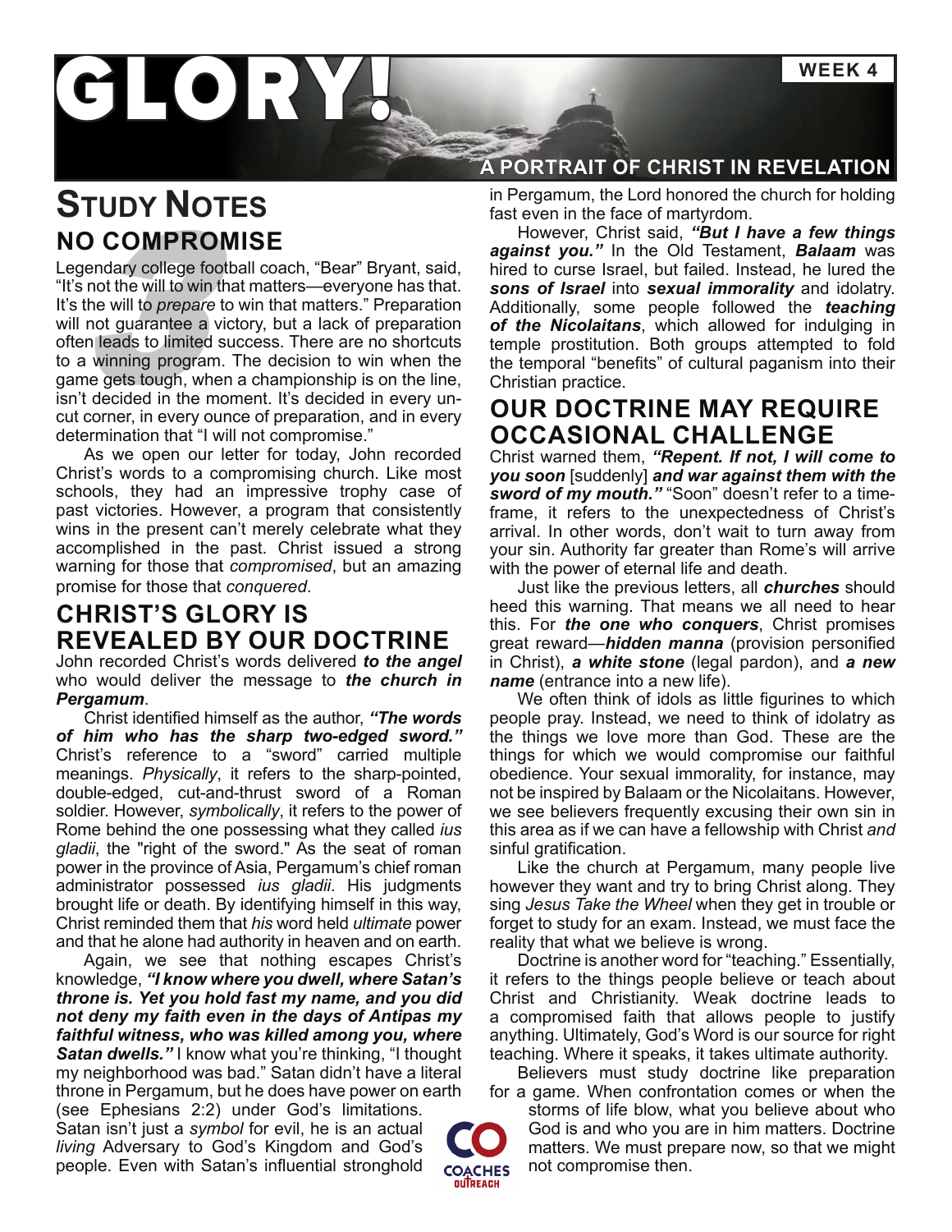# GLORY!

WEEK 4

A PORTRAIT OF CHRIST IN REVELATION

## Study Notes

### NO COMPROMISE

Legendary college football coach, "Bear" Bryant, said, "It's not the will to win that matters—everyone has that. It's the will to *prepare* to win that matters." Preparation will not guarantee a victory, but a lack of preparation often leads to limited success. There are no shortcuts to a winning program. The decision to win when the game gets tough, when a championship is on the line, isn't decided in the moment. It's decided in every uncut corner, in every ounce of preparation, and in every determination that "I will not compromise."

As we open our letter for today, John recorded Christ's words to a compromising church. Like most schools, they had an impressive trophy case of past victories. However, a program that consistently wins in the present can't merely celebrate what they accomplished in the past. Christ issued a strong warning for those that *compromised*, but an amazing promise for those that *conquered*.

### CHRIST'S GLORY IS REVEALED BY OUR DOCTRINE

John recorded Christ's words delivered ***to the angel*** who would deliver the message to ***the church in Pergamum***.

Christ identified himself as the author, ***"The words of him who has the sharp two-edged sword."*** Christ's reference to a "sword" carried multiple meanings. *Physically*, it refers to the sharp-pointed, double-edged, cut-and-thrust sword of a Roman soldier. However, *symbolically*, it refers to the power of Rome behind the one possessing what they called *ius gladii*, the "right of the sword." As the seat of roman power in the province of Asia, Pergamum's chief roman administrator possessed *ius gladii*. His judgments brought life or death. By identifying himself in this way, Christ reminded them that *his* word held *ultimate* power and that he alone had authority in heaven and on earth.

Again, we see that nothing escapes Christ's knowledge, ***"I know where you dwell, where Satan's throne is. Yet you hold fast my name, and you did not deny my faith even in the days of Antipas my faithful witness, who was killed among you, where Satan dwells."*** I know what you're thinking, "I thought my neighborhood was bad." Satan didn't have a literal throne in Pergamum, but he does have power on earth (see Ephesians 2:2) under God's limitations. Satan isn't just a *symbol* for evil, he is an actual *living* Adversary to God's Kingdom and God's people. Even with Satan's influential stronghold in Pergamum, the Lord honored the church for holding fast even in the face of martyrdom.

However, Christ said, ***"But I have a few things against you."*** In the Old Testament, ***Balaam*** was hired to curse Israel, but failed. Instead, he lured the ***sons of Israel*** into ***sexual immorality*** and idolatry. Additionally, some people followed the ***teaching of the Nicolaitans***, which allowed for indulging in temple prostitution. Both groups attempted to fold the temporal "benefits" of cultural paganism into their Christian practice.

### OUR DOCTRINE MAY REQUIRE OCCASIONAL CHALLENGE

Christ warned them, ***"Repent. If not, I will come to you soon*** [suddenly] ***and war against them with the sword of my mouth."*** "Soon" doesn't refer to a timeframe, it refers to the unexpectedness of Christ's arrival. In other words, don't wait to turn away from your sin. Authority far greater than Rome's will arrive with the power of eternal life and death.

Just like the previous letters, all ***churches*** should heed this warning. That means we all need to hear this. For ***the one who conquers***, Christ promises great reward—***hidden manna*** (provision personified in Christ), ***a white stone*** (legal pardon), and ***a new name*** (entrance into a new life).

We often think of idols as little figurines to which people pray. Instead, we need to think of idolatry as the things we love more than God. These are the things for which we would compromise our faithful obedience. Your sexual immorality, for instance, may not be inspired by Balaam or the Nicolaitans. However, we see believers frequently excusing their own sin in this area as if we can have a fellowship with Christ *and* sinful gratification.

Like the church at Pergamum, many people live however they want and try to bring Christ along. They sing *Jesus Take the Wheel* when they get in trouble or forget to study for an exam. Instead, we must face the reality that what we believe is wrong.

Doctrine is another word for "teaching." Essentially, it refers to the things people believe or teach about Christ and Christianity. Weak doctrine leads to a compromised faith that allows people to justify anything. Ultimately, God's Word is our source for right teaching. Where it speaks, it takes ultimate authority.

Believers must study doctrine like preparation for a game. When confrontation comes or when the storms of life blow, what you believe about who God is and who you are in him matters. Doctrine matters. We must prepare now, so that we might not compromise then.

COACHES OUTREACH